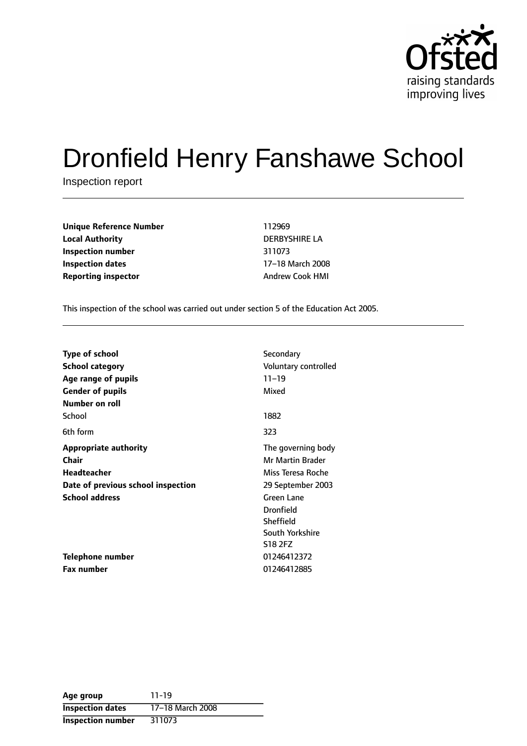# Dronfield Henry Fanshawe School

Inspection report

| | |
|---|---|
| **Unique Reference Number** | 112969 |
| **Local Authority** | DERBYSHIRE LA |
| **Inspection number** | 311073 |
| **Inspection dates** | 17–18 March 2008 |
| **Reporting inspector** | Andrew Cook HMI |

This inspection of the school was carried out under section 5 of the Education Act 2005.

| | |
|---|---|
| **Type of school** | Secondary |
| **School category** | Voluntary controlled |
| **Age range of pupils** | 11–19 |
| **Gender of pupils** | Mixed |
| **Number on roll** | |
| School | 1882 |
| 6th form | 323 |
| **Appropriate authority** | The governing body |
| **Chair** | Mr Martin Brader |
| **Headteacher** | Miss Teresa Roche |
| **Date of previous school inspection** | 29 September 2003 |
| **School address** | Green Lane<br>Dronfield<br>Sheffield<br>South Yorkshire<br>S18 2FZ |
| **Telephone number** | 01246412372 |
| **Fax number** | 01246412885 |

| | |
|---|---|
| **Age group** | 11-19 |
| **Inspection dates** | 17–18 March 2008 |
| **Inspection number** | 311073 |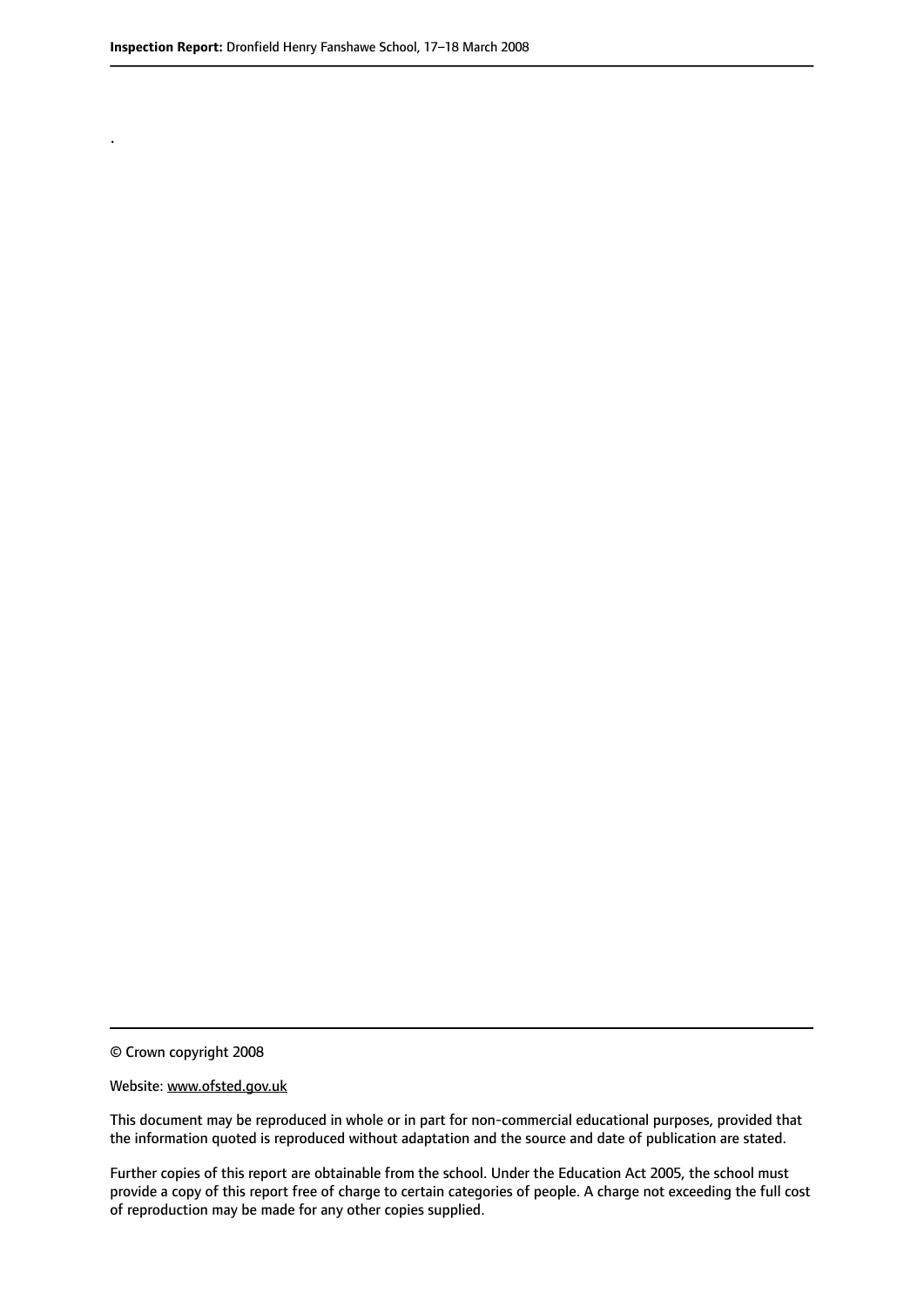.

© Crown copyright 2008

Website: www.ofsted.gov.uk

This document may be reproduced in whole or in part for non-commercial educational purposes, provided that the information quoted is reproduced without adaptation and the source and date of publication are stated.

Further copies of this report are obtainable from the school. Under the Education Act 2005, the school must provide a copy of this report free of charge to certain categories of people. A charge not exceeding the full cost of reproduction may be made for any other copies supplied.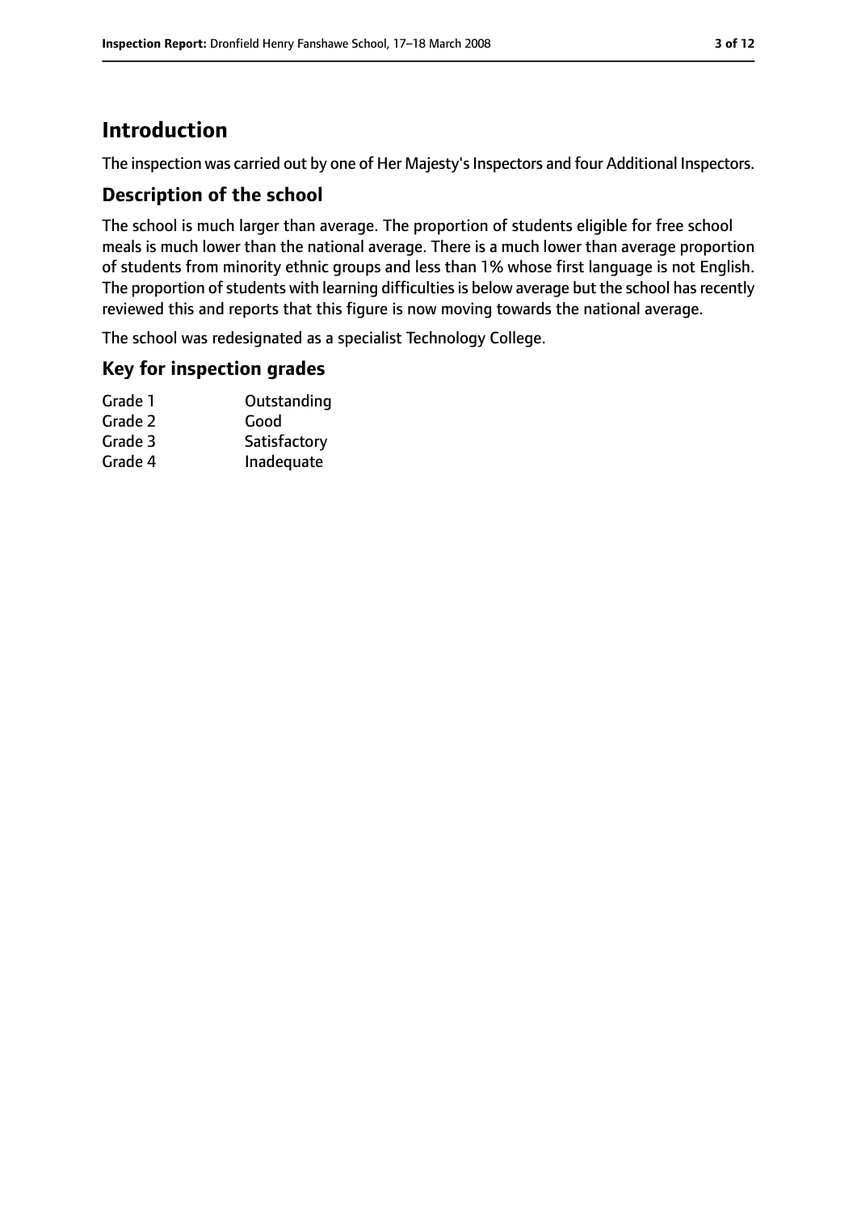# Introduction

The inspection was carried out by one of Her Majesty's Inspectors and four Additional Inspectors.

## Description of the school

The school is much larger than average. The proportion of students eligible for free school meals is much lower than the national average. There is a much lower than average proportion of students from minority ethnic groups and less than 1% whose first language is not English. The proportion of students with learning difficulties is below average but the school has recently reviewed this and reports that this figure is now moving towards the national average.

The school was redesignated as a specialist Technology College.

## Key for inspection grades

| | |
|---|---|
| Grade 1 | Outstanding |
| Grade 2 | Good |
| Grade 3 | Satisfactory |
| Grade 4 | Inadequate |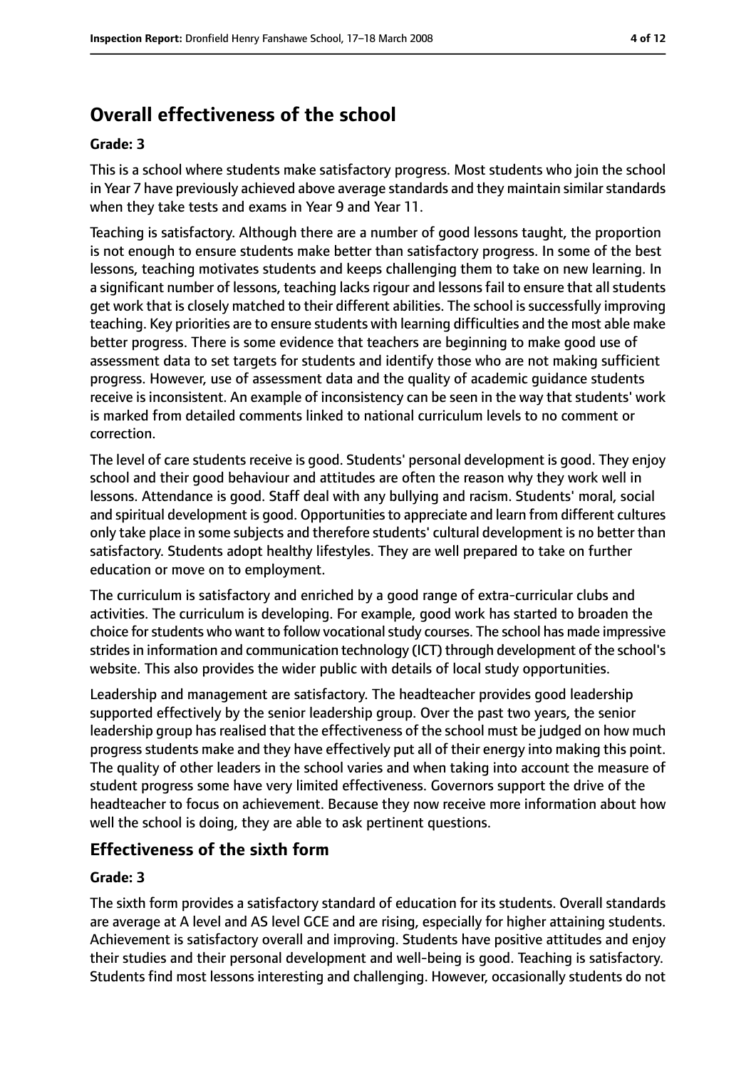## Overall effectiveness of the school

### Grade: 3

This is a school where students make satisfactory progress. Most students who join the school in Year 7 have previously achieved above average standards and they maintain similar standards when they take tests and exams in Year 9 and Year 11.

Teaching is satisfactory. Although there are a number of good lessons taught, the proportion is not enough to ensure students make better than satisfactory progress. In some of the best lessons, teaching motivates students and keeps challenging them to take on new learning. In a significant number of lessons, teaching lacks rigour and lessons fail to ensure that all students get work that is closely matched to their different abilities. The school is successfully improving teaching. Key priorities are to ensure students with learning difficulties and the most able make better progress. There is some evidence that teachers are beginning to make good use of assessment data to set targets for students and identify those who are not making sufficient progress. However, use of assessment data and the quality of academic guidance students receive is inconsistent. An example of inconsistency can be seen in the way that students' work is marked from detailed comments linked to national curriculum levels to no comment or correction.

The level of care students receive is good. Students' personal development is good. They enjoy school and their good behaviour and attitudes are often the reason why they work well in lessons. Attendance is good. Staff deal with any bullying and racism. Students' moral, social and spiritual development is good. Opportunities to appreciate and learn from different cultures only take place in some subjects and therefore students' cultural development is no better than satisfactory. Students adopt healthy lifestyles. They are well prepared to take on further education or move on to employment.

The curriculum is satisfactory and enriched by a good range of extra-curricular clubs and activities. The curriculum is developing. For example, good work has started to broaden the choice for students who want to follow vocational study courses. The school has made impressive strides in information and communication technology (ICT) through development of the school's website. This also provides the wider public with details of local study opportunities.

Leadership and management are satisfactory. The headteacher provides good leadership supported effectively by the senior leadership group. Over the past two years, the senior leadership group has realised that the effectiveness of the school must be judged on how much progress students make and they have effectively put all of their energy into making this point. The quality of other leaders in the school varies and when taking into account the measure of student progress some have very limited effectiveness. Governors support the drive of the headteacher to focus on achievement. Because they now receive more information about how well the school is doing, they are able to ask pertinent questions.

## Effectiveness of the sixth form

### Grade: 3

The sixth form provides a satisfactory standard of education for its students. Overall standards are average at A level and AS level GCE and are rising, especially for higher attaining students. Achievement is satisfactory overall and improving. Students have positive attitudes and enjoy their studies and their personal development and well-being is good. Teaching is satisfactory. Students find most lessons interesting and challenging. However, occasionally students do not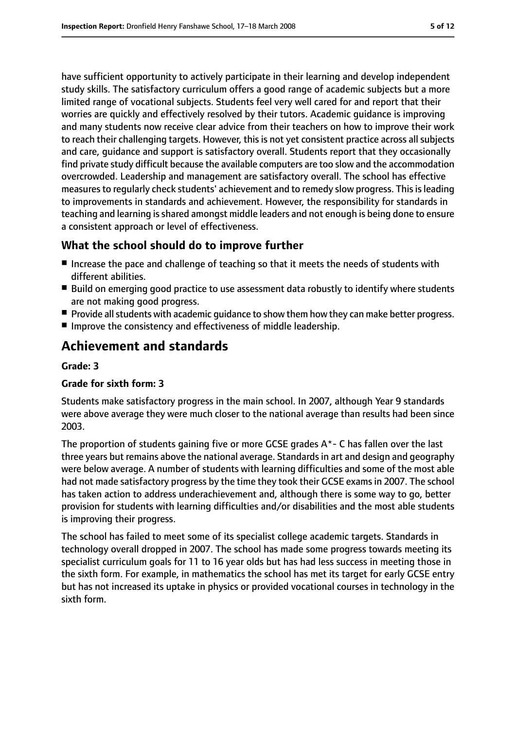have sufficient opportunity to actively participate in their learning and develop independent study skills. The satisfactory curriculum offers a good range of academic subjects but a more limited range of vocational subjects. Students feel very well cared for and report that their worries are quickly and effectively resolved by their tutors. Academic guidance is improving and many students now receive clear advice from their teachers on how to improve their work to reach their challenging targets. However, this is not yet consistent practice across all subjects and care, guidance and support is satisfactory overall. Students report that they occasionally find private study difficult because the available computers are too slow and the accommodation overcrowded. Leadership and management are satisfactory overall. The school has effective measures to regularly check students' achievement and to remedy slow progress. This is leading to improvements in standards and achievement. However, the responsibility for standards in teaching and learning is shared amongst middle leaders and not enough is being done to ensure a consistent approach or level of effectiveness.

### What the school should do to improve further

- Increase the pace and challenge of teaching so that it meets the needs of students with different abilities.
- Build on emerging good practice to use assessment data robustly to identify where students are not making good progress.
- Provide all students with academic guidance to show them how they can make better progress.
- Improve the consistency and effectiveness of middle leadership.

## Achievement and standards

**Grade: 3**

**Grade for sixth form: 3**

Students make satisfactory progress in the main school. In 2007, although Year 9 standards were above average they were much closer to the national average than results had been since 2003.

The proportion of students gaining five or more GCSE grades A*- C has fallen over the last three years but remains above the national average. Standards in art and design and geography were below average. A number of students with learning difficulties and some of the most able had not made satisfactory progress by the time they took their GCSE exams in 2007. The school has taken action to address underachievement and, although there is some way to go, better provision for students with learning difficulties and/or disabilities and the most able students is improving their progress.

The school has failed to meet some of its specialist college academic targets. Standards in technology overall dropped in 2007. The school has made some progress towards meeting its specialist curriculum goals for 11 to 16 year olds but has had less success in meeting those in the sixth form. For example, in mathematics the school has met its target for early GCSE entry but has not increased its uptake in physics or provided vocational courses in technology in the sixth form.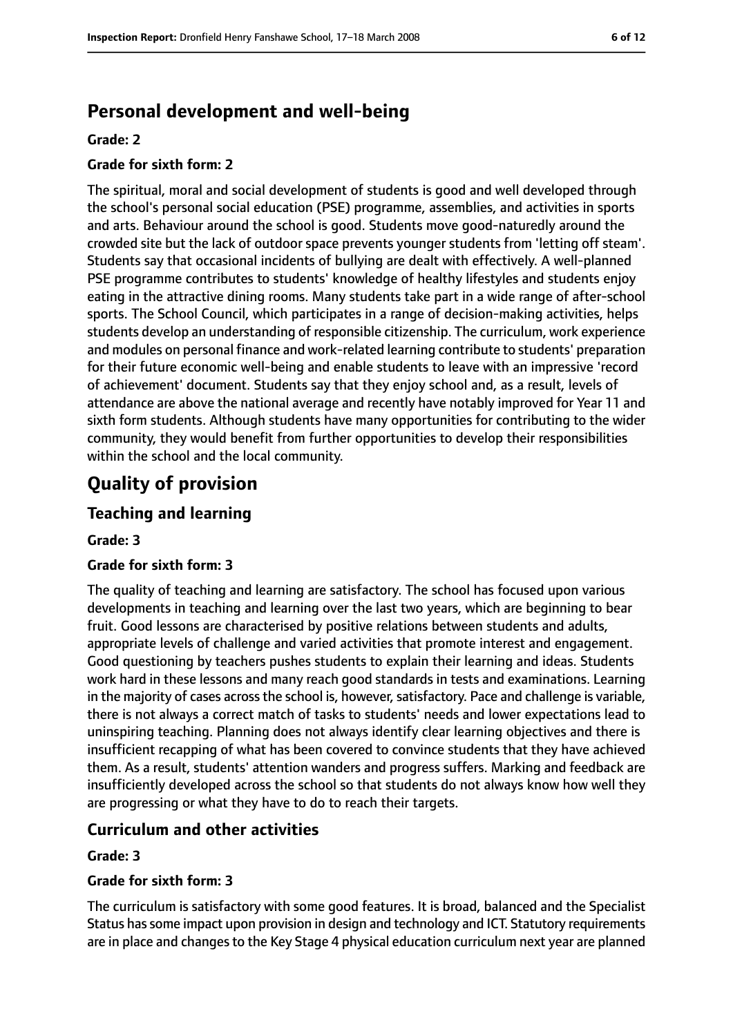## Personal development and well-being

**Grade: 2**

**Grade for sixth form: 2**

The spiritual, moral and social development of students is good and well developed through the school's personal social education (PSE) programme, assemblies, and activities in sports and arts. Behaviour around the school is good. Students move good-naturedly around the crowded site but the lack of outdoor space prevents younger students from 'letting off steam'. Students say that occasional incidents of bullying are dealt with effectively. A well-planned PSE programme contributes to students' knowledge of healthy lifestyles and students enjoy eating in the attractive dining rooms. Many students take part in a wide range of after-school sports. The School Council, which participates in a range of decision-making activities, helps students develop an understanding of responsible citizenship. The curriculum, work experience and modules on personal finance and work-related learning contribute to students' preparation for their future economic well-being and enable students to leave with an impressive 'record of achievement' document. Students say that they enjoy school and, as a result, levels of attendance are above the national average and recently have notably improved for Year 11 and sixth form students. Although students have many opportunities for contributing to the wider community, they would benefit from further opportunities to develop their responsibilities within the school and the local community.

# Quality of provision

## Teaching and learning

**Grade: 3**

**Grade for sixth form: 3**

The quality of teaching and learning are satisfactory. The school has focused upon various developments in teaching and learning over the last two years, which are beginning to bear fruit. Good lessons are characterised by positive relations between students and adults, appropriate levels of challenge and varied activities that promote interest and engagement. Good questioning by teachers pushes students to explain their learning and ideas. Students work hard in these lessons and many reach good standards in tests and examinations. Learning in the majority of cases across the school is, however, satisfactory. Pace and challenge is variable, there is not always a correct match of tasks to students' needs and lower expectations lead to uninspiring teaching. Planning does not always identify clear learning objectives and there is insufficient recapping of what has been covered to convince students that they have achieved them. As a result, students' attention wanders and progress suffers. Marking and feedback are insufficiently developed across the school so that students do not always know how well they are progressing or what they have to do to reach their targets.

## Curriculum and other activities

**Grade: 3**

**Grade for sixth form: 3**

The curriculum is satisfactory with some good features. It is broad, balanced and the Specialist Status has some impact upon provision in design and technology and ICT. Statutory requirements are in place and changes to the Key Stage 4 physical education curriculum next year are planned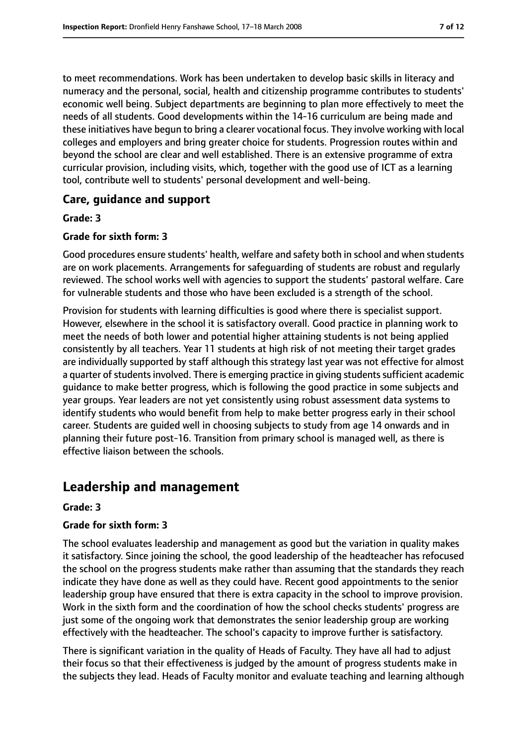to meet recommendations. Work has been undertaken to develop basic skills in literacy and numeracy and the personal, social, health and citizenship programme contributes to students' economic well being. Subject departments are beginning to plan more effectively to meet the needs of all students. Good developments within the 14-16 curriculum are being made and these initiatives have begun to bring a clearer vocational focus. They involve working with local colleges and employers and bring greater choice for students. Progression routes within and beyond the school are clear and well established. There is an extensive programme of extra curricular provision, including visits, which, together with the good use of ICT as a learning tool, contribute well to students' personal development and well-being.

### Care, guidance and support

**Grade: 3**

**Grade for sixth form: 3**

Good procedures ensure students' health, welfare and safety both in school and when students are on work placements. Arrangements for safeguarding of students are robust and regularly reviewed. The school works well with agencies to support the students' pastoral welfare. Care for vulnerable students and those who have been excluded is a strength of the school.

Provision for students with learning difficulties is good where there is specialist support. However, elsewhere in the school it is satisfactory overall. Good practice in planning work to meet the needs of both lower and potential higher attaining students is not being applied consistently by all teachers. Year 11 students at high risk of not meeting their target grades are individually supported by staff although this strategy last year was not effective for almost a quarter of students involved. There is emerging practice in giving students sufficient academic guidance to make better progress, which is following the good practice in some subjects and year groups. Year leaders are not yet consistently using robust assessment data systems to identify students who would benefit from help to make better progress early in their school career. Students are guided well in choosing subjects to study from age 14 onwards and in planning their future post-16. Transition from primary school is managed well, as there is effective liaison between the schools.

## Leadership and management

**Grade: 3**

**Grade for sixth form: 3**

The school evaluates leadership and management as good but the variation in quality makes it satisfactory. Since joining the school, the good leadership of the headteacher has refocused the school on the progress students make rather than assuming that the standards they reach indicate they have done as well as they could have. Recent good appointments to the senior leadership group have ensured that there is extra capacity in the school to improve provision. Work in the sixth form and the coordination of how the school checks students' progress are just some of the ongoing work that demonstrates the senior leadership group are working effectively with the headteacher. The school's capacity to improve further is satisfactory.

There is significant variation in the quality of Heads of Faculty. They have all had to adjust their focus so that their effectiveness is judged by the amount of progress students make in the subjects they lead. Heads of Faculty monitor and evaluate teaching and learning although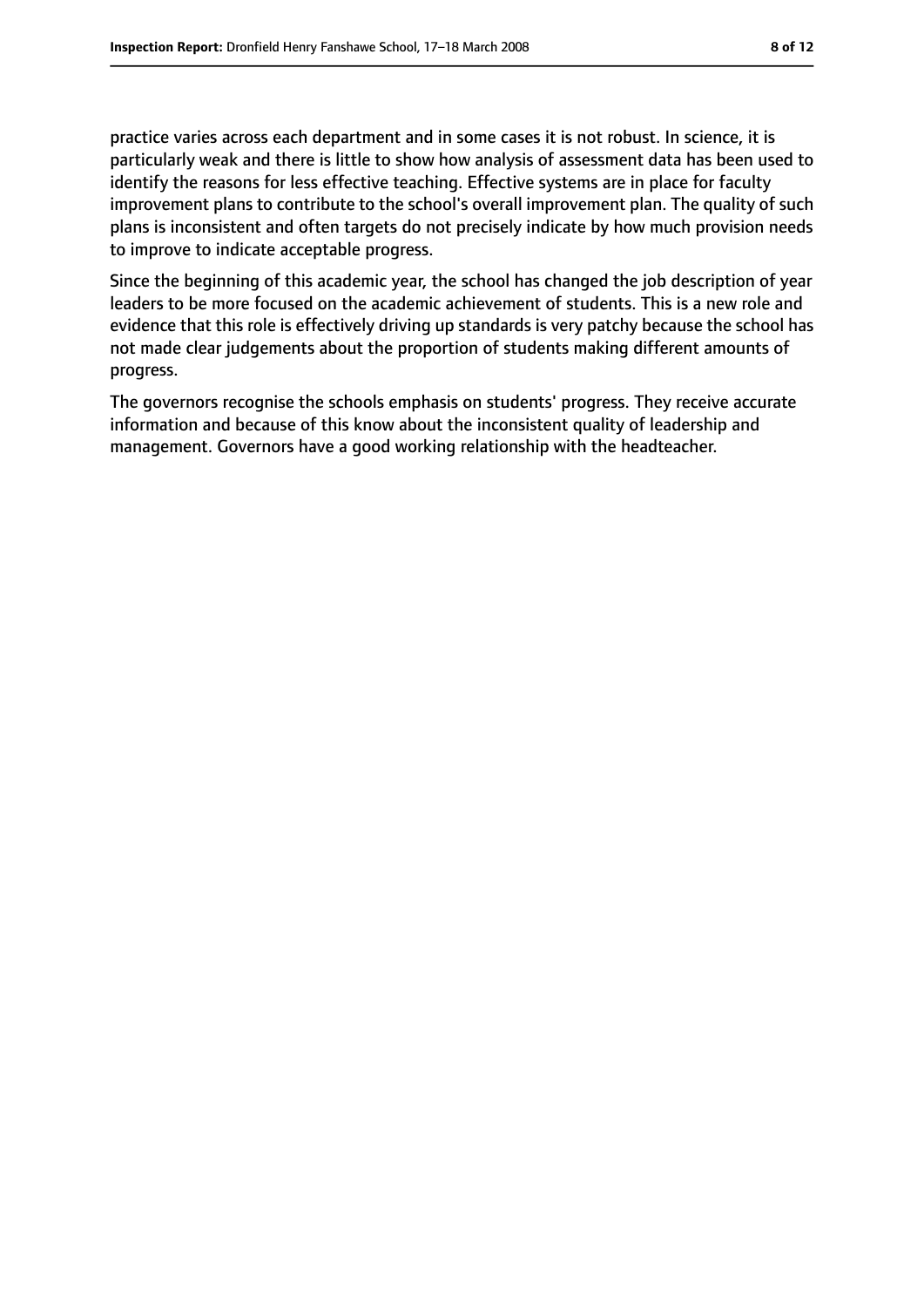practice varies across each department and in some cases it is not robust. In science, it is particularly weak and there is little to show how analysis of assessment data has been used to identify the reasons for less effective teaching. Effective systems are in place for faculty improvement plans to contribute to the school's overall improvement plan. The quality of such plans is inconsistent and often targets do not precisely indicate by how much provision needs to improve to indicate acceptable progress.

Since the beginning of this academic year, the school has changed the job description of year leaders to be more focused on the academic achievement of students. This is a new role and evidence that this role is effectively driving up standards is very patchy because the school has not made clear judgements about the proportion of students making different amounts of progress.

The governors recognise the schools emphasis on students' progress. They receive accurate information and because of this know about the inconsistent quality of leadership and management. Governors have a good working relationship with the headteacher.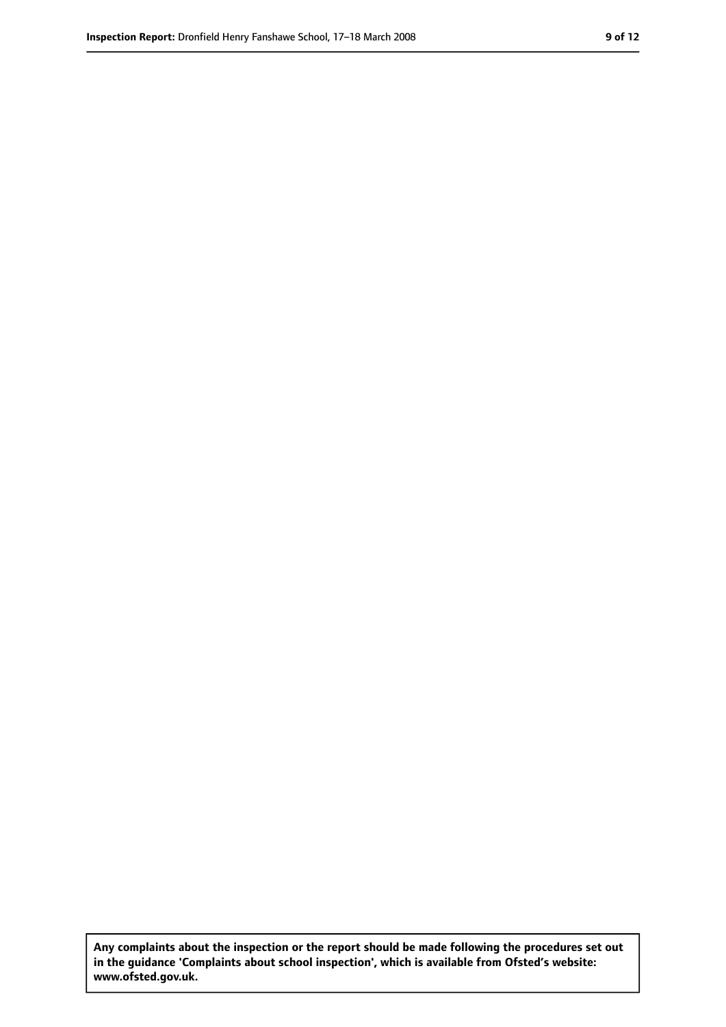**Any complaints about the inspection or the report should be made following the procedures set out in the guidance 'Complaints about school inspection', which is available from Ofsted's website: www.ofsted.gov.uk.**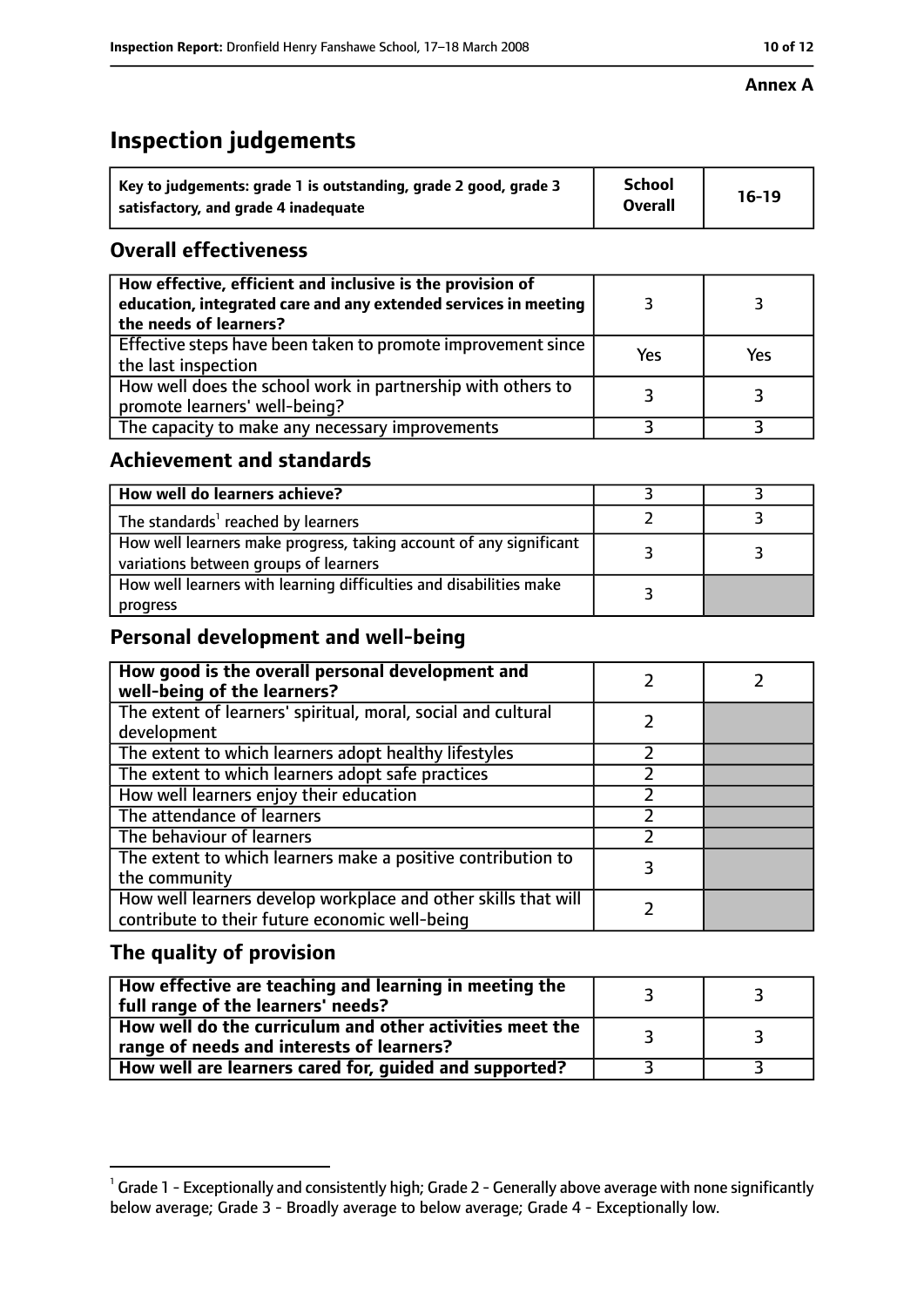**Annex A**

# Inspection judgements

| Key to judgements: grade 1 is outstanding, grade 2 good, grade 3 satisfactory, and grade 4 inadequate | School Overall | 16-19 |
|---|---|---|

## Overall effectiveness

| | | |
|---|---|---|
| How effective, efficient and inclusive is the provision of education, integrated care and any extended services in meeting the needs of learners? | 3 | 3 |
| Effective steps have been taken to promote improvement since the last inspection | Yes | Yes |
| How well does the school work in partnership with others to promote learners' well-being? | 3 | 3 |
| The capacity to make any necessary improvements | 3 | 3 |

## Achievement and standards

| | | |
|---|---|---|
| How well do learners achieve? | 3 | 3 |
| The standards[1] reached by learners | 2 | 3 |
| How well learners make progress, taking account of any significant variations between groups of learners | 3 | 3 |
| How well learners with learning difficulties and disabilities make progress | 3 | |

## Personal development and well-being

| | | |
|---|---|---|
| How good is the overall personal development and well-being of the learners? | 2 | 2 |
| The extent of learners' spiritual, moral, social and cultural development | 2 | |
| The extent to which learners adopt healthy lifestyles | 2 | |
| The extent to which learners adopt safe practices | 2 | |
| How well learners enjoy their education | 2 | |
| The attendance of learners | 2 | |
| The behaviour of learners | 2 | |
| The extent to which learners make a positive contribution to the community | 3 | |
| How well learners develop workplace and other skills that will contribute to their future economic well-being | 2 | |

## The quality of provision

| | | |
|---|---|---|
| How effective are teaching and learning in meeting the full range of the learners' needs? | 3 | 3 |
| How well do the curriculum and other activities meet the range of needs and interests of learners? | 3 | 3 |
| How well are learners cared for, guided and supported? | 3 | 3 |

[1] Grade 1 - Exceptionally and consistently high; Grade 2 - Generally above average with none significantly below average; Grade 3 - Broadly average to below average; Grade 4 - Exceptionally low.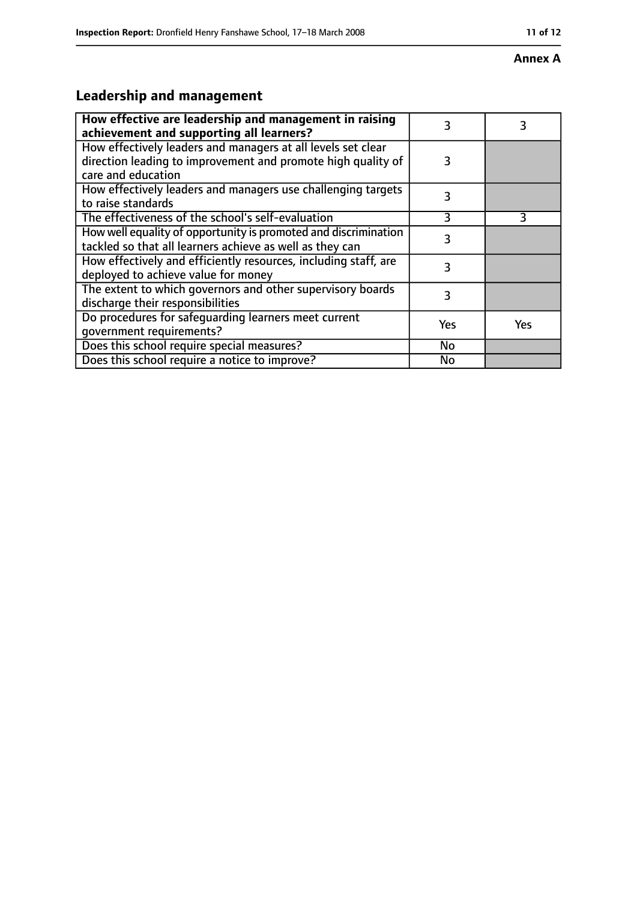**Annex A**

## Leadership and management

| How effective are leadership and management in raising achievement and supporting all learners? | 3 | 3 |
|---|---|---|
| How effectively leaders and managers at all levels set clear direction leading to improvement and promote high quality of care and education | 3 | |
| How effectively leaders and managers use challenging targets to raise standards | 3 | |
| The effectiveness of the school's self-evaluation | 3 | 3 |
| How well equality of opportunity is promoted and discrimination tackled so that all learners achieve as well as they can | 3 | |
| How effectively and efficiently resources, including staff, are deployed to achieve value for money | 3 | |
| The extent to which governors and other supervisory boards discharge their responsibilities | 3 | |
| Do procedures for safeguarding learners meet current government requirements? | Yes | Yes |
| Does this school require special measures? | No | |
| Does this school require a notice to improve? | No | |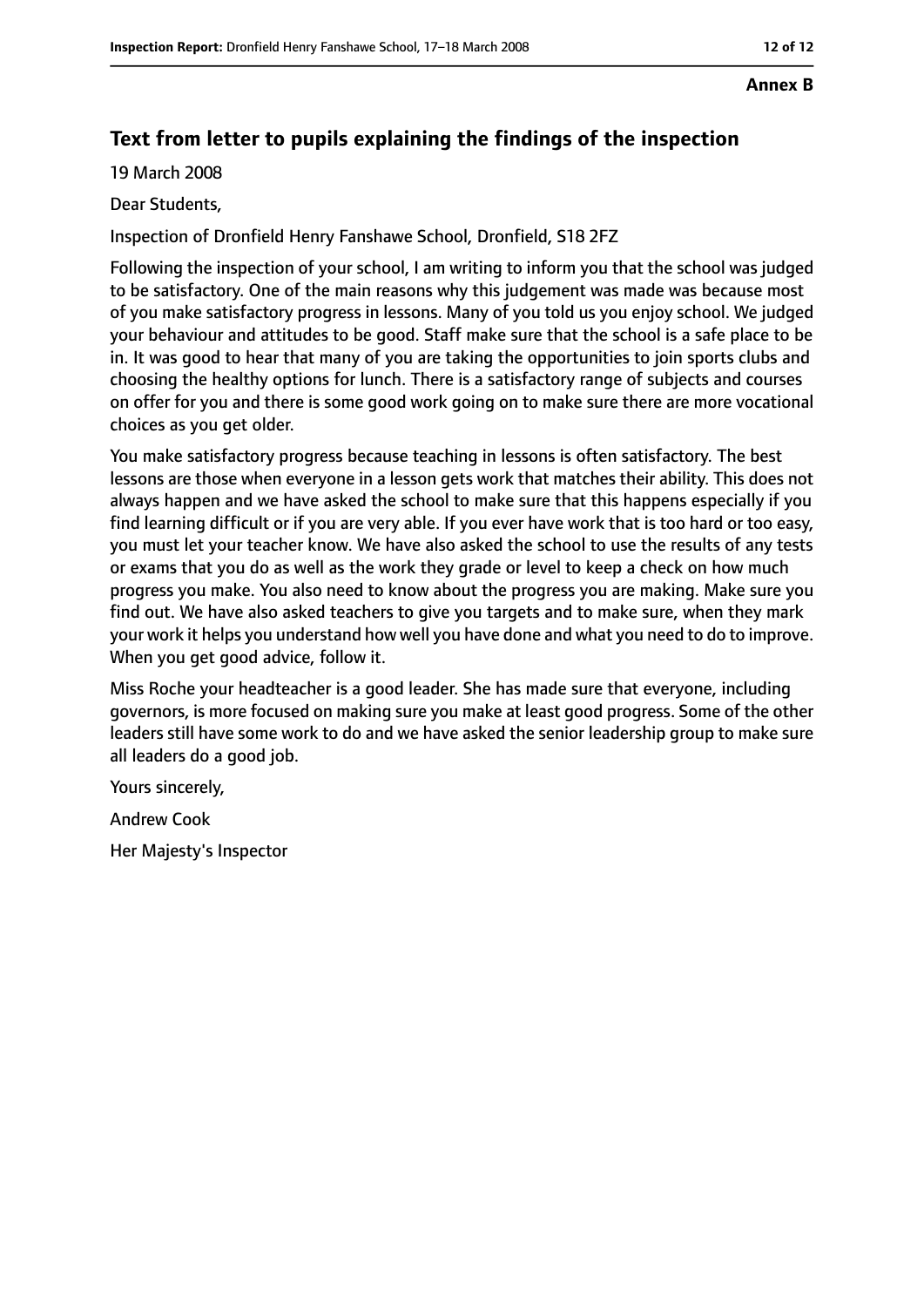**Annex B**

## Text from letter to pupils explaining the findings of the inspection

19 March 2008

Dear Students,

Inspection of Dronfield Henry Fanshawe School, Dronfield, S18 2FZ

Following the inspection of your school, I am writing to inform you that the school was judged to be satisfactory. One of the main reasons why this judgement was made was because most of you make satisfactory progress in lessons. Many of you told us you enjoy school. We judged your behaviour and attitudes to be good. Staff make sure that the school is a safe place to be in. It was good to hear that many of you are taking the opportunities to join sports clubs and choosing the healthy options for lunch. There is a satisfactory range of subjects and courses on offer for you and there is some good work going on to make sure there are more vocational choices as you get older.

You make satisfactory progress because teaching in lessons is often satisfactory. The best lessons are those when everyone in a lesson gets work that matches their ability. This does not always happen and we have asked the school to make sure that this happens especially if you find learning difficult or if you are very able. If you ever have work that is too hard or too easy, you must let your teacher know. We have also asked the school to use the results of any tests or exams that you do as well as the work they grade or level to keep a check on how much progress you make. You also need to know about the progress you are making. Make sure you find out. We have also asked teachers to give you targets and to make sure, when they mark your work it helps you understand how well you have done and what you need to do to improve. When you get good advice, follow it.

Miss Roche your headteacher is a good leader. She has made sure that everyone, including governors, is more focused on making sure you make at least good progress. Some of the other leaders still have some work to do and we have asked the senior leadership group to make sure all leaders do a good job.

Yours sincerely,

Andrew Cook

Her Majesty's Inspector